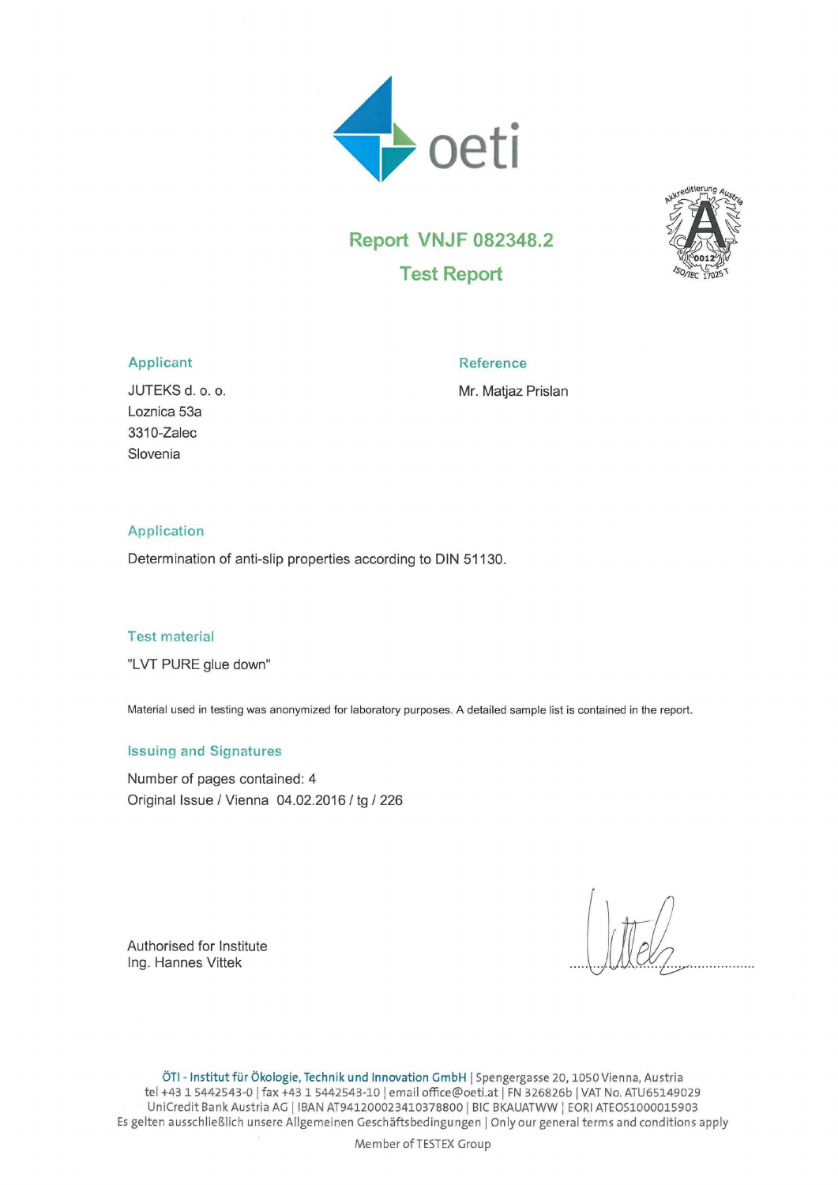oeti

# Report VNJF 082348.2

## Test Report

### Applicant

JUTEKS d. o. o.
Loznica 53a
3310-Zalec
Slovenia

### Reference

Mr. Matjaz Prislan

### Application

Determination of anti-slip properties according to DIN 51130.

### Test material

"LVT PURE glue down"

Material used in testing was anonymized for laboratory purposes. A detailed sample list is contained in the report.

### Issuing and Signatures

Number of pages contained: 4
Original Issue / Vienna 04.02.2016 / tg / 226

Authorised for Institute
Ing. Hannes Vittek

ÖTI - Institut für Ökologie, Technik und Innovation GmbH | Spengergasse 20, 1050 Vienna, Austria
tel +43 1 5442543-0 | fax +43 1 5442543-10 | email office@oeti.at | FN 326826b | VAT No. ATU65149029
UniCredit Bank Austria AG | IBAN AT941200023410378800 | BIC BKAUATWW | EORI ATEOS1000015903
Es gelten ausschließlich unsere Allgemeinen Geschäftsbedingungen | Only our general terms and conditions apply

Member of TESTEX Group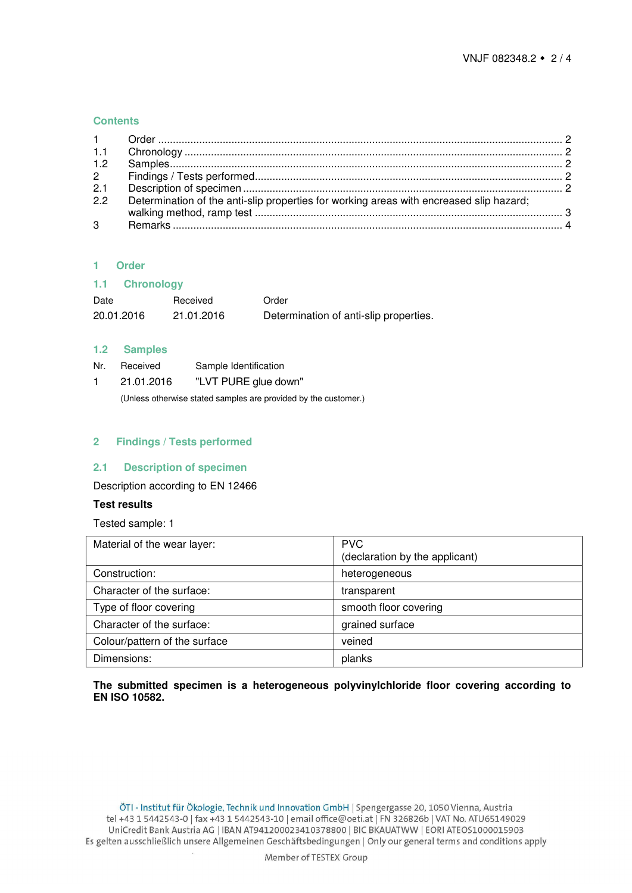## Contents

| | | |
|---|---|---|
| 1 | Order | 2 |
| 1.1 | Chronology | 2 |
| 1.2 | Samples | 2 |
| 2 | Findings / Tests performed | 2 |
| 2.1 | Description of specimen | 2 |
| 2.2 | Determination of the anti-slip properties for working areas with encreased slip hazard; walking method, ramp test | 3 |
| 3 | Remarks | 4 |

## 1 Order

### 1.1 Chronology

| Date | Received | Order |
|---|---|---|
| 20.01.2016 | 21.01.2016 | Determination of anti-slip properties. |

### 1.2 Samples

| Nr. | Received | Sample Identification |
|---|---|---|
| 1 | 21.01.2016 | "LVT PURE glue down" |

(Unless otherwise stated samples are provided by the customer.)

## 2 Findings / Tests performed

### 2.1 Description of specimen

Description according to EN 12466

**Test results**

Tested sample: 1

| Material of the wear layer: | PVC (declaration by the applicant) |
|---|---|
| Construction: | heterogeneous |
| Character of the surface: | transparent |
| Type of floor covering | smooth floor covering |
| Character of the surface: | grained surface |
| Colour/pattern of the surface | veined |
| Dimensions: | planks |

**The submitted specimen is a heterogeneous polyvinylchloride floor covering according to EN ISO 10582.**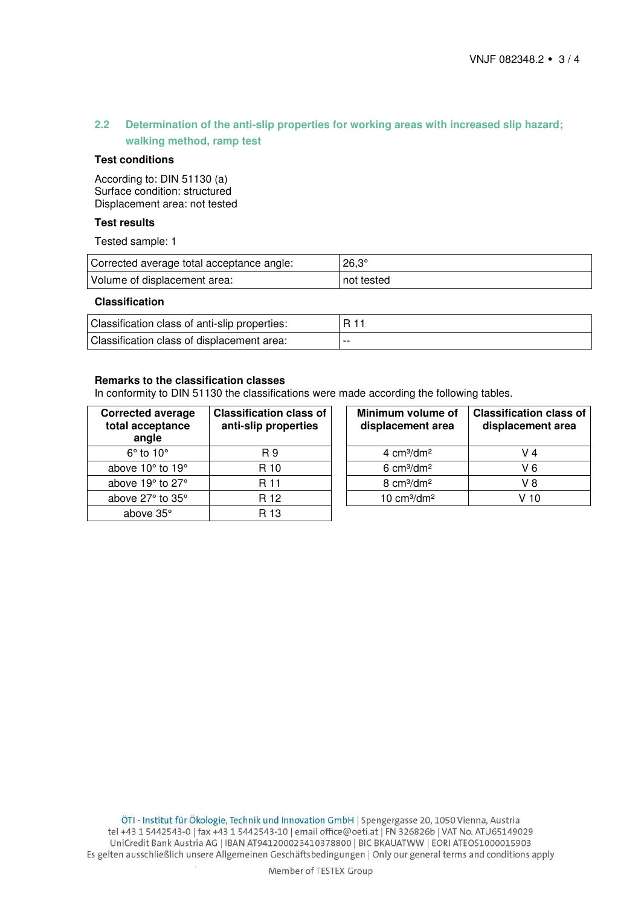## 2.2 Determination of the anti-slip properties for working areas with increased slip hazard; walking method, ramp test

### Test conditions

According to: DIN 51130 (a)
Surface condition: structured
Displacement area: not tested

### Test results

Tested sample: 1

| | |
|---|---|
| Corrected average total acceptance angle: | 26,3° |
| Volume of displacement area: | not tested |

### Classification

| | |
|---|---|
| Classification class of anti-slip properties: | R 11 |
| Classification class of displacement area: | -- |

**Remarks to the classification classes**

In conformity to DIN 51130 the classifications were made according the following tables.

| Corrected average total acceptance angle | Classification class of anti-slip properties |
|---|---|
| 6° to 10° | R 9 |
| above 10° to 19° | R 10 |
| above 19° to 27° | R 11 |
| above 27° to 35° | R 12 |
| above 35° | R 13 |

| Minimum volume of displacement area | Classification class of displacement area |
|---|---|
| 4 $cm^3/dm^2$ | V 4 |
| 6 $cm^3/dm^2$ | V 6 |
| 8 $cm^3/dm^2$ | V 8 |
| 10 $cm^3/dm^2$ | V 10 |

ÖTI - Institut für Ökologie, Technik und Innovation GmbH | Spengergasse 20, 1050 Vienna, Austria
tel +43 1 5442543-0 | fax +43 1 5442543-10 | email office@oeti.at | FN 326826b | VAT No. ATU65149029
UniCredit Bank Austria AG | IBAN AT941200023410378800 | BIC BKAUATWW | EORI ATEOS1000015903
Es gelten ausschließlich unsere Allgemeinen Geschäftsbedingungen | Only our general terms and conditions apply

Member of TESTEX Group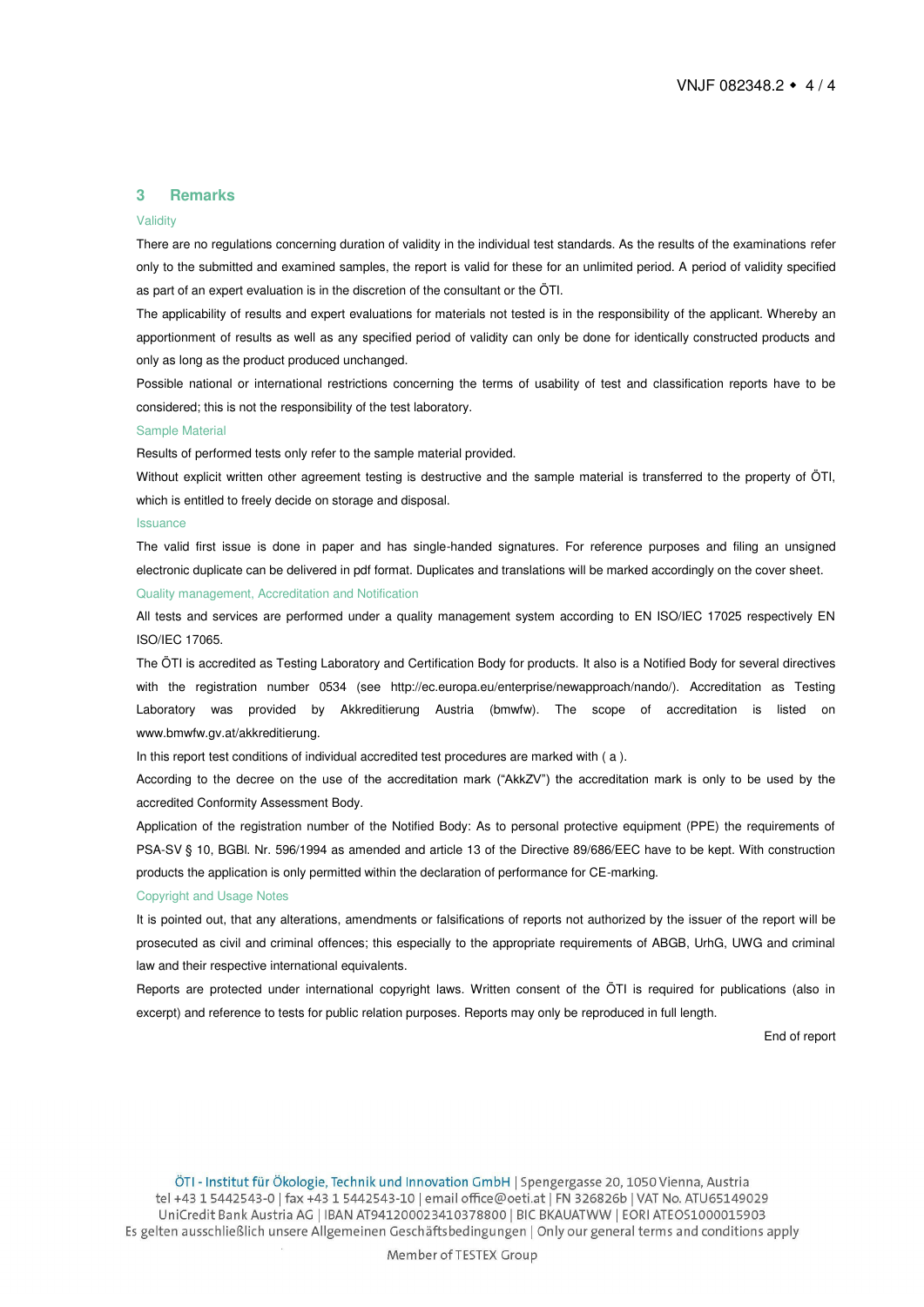## 3 Remarks

### Validity

There are no regulations concerning duration of validity in the individual test standards. As the results of the examinations refer only to the submitted and examined samples, the report is valid for these for an unlimited period. A period of validity specified as part of an expert evaluation is in the discretion of the consultant or the ÖTI.

The applicability of results and expert evaluations for materials not tested is in the responsibility of the applicant. Whereby an apportionment of results as well as any specified period of validity can only be done for identically constructed products and only as long as the product produced unchanged.

Possible national or international restrictions concerning the terms of usability of test and classification reports have to be considered; this is not the responsibility of the test laboratory.

### Sample Material

Results of performed tests only refer to the sample material provided.

Without explicit written other agreement testing is destructive and the sample material is transferred to the property of ÖTI, which is entitled to freely decide on storage and disposal.

### Issuance

The valid first issue is done in paper and has single-handed signatures. For reference purposes and filing an unsigned electronic duplicate can be delivered in pdf format. Duplicates and translations will be marked accordingly on the cover sheet.

### Quality management, Accreditation and Notification

All tests and services are performed under a quality management system according to EN ISO/IEC 17025 respectively EN ISO/IEC 17065.

The ÖTI is accredited as Testing Laboratory and Certification Body for products. It also is a Notified Body for several directives with the registration number 0534 (see http://ec.europa.eu/enterprise/newapproach/nando/). Accreditation as Testing Laboratory was provided by Akkreditierung Austria (bmwfw). The scope of accreditation is listed on www.bmwfw.gv.at/akkreditierung.

In this report test conditions of individual accredited test procedures are marked with ( a ).

According to the decree on the use of the accreditation mark ("AkkZV") the accreditation mark is only to be used by the accredited Conformity Assessment Body.

Application of the registration number of the Notified Body: As to personal protective equipment (PPE) the requirements of PSA-SV § 10, BGBl. Nr. 596/1994 as amended and article 13 of the Directive 89/686/EEC have to be kept. With construction products the application is only permitted within the declaration of performance for CE-marking.

### Copyright and Usage Notes

It is pointed out, that any alterations, amendments or falsifications of reports not authorized by the issuer of the report will be prosecuted as civil and criminal offences; this especially to the appropriate requirements of ABGB, UrhG, UWG and criminal law and their respective international equivalents.

Reports are protected under international copyright laws. Written consent of the ÖTI is required for publications (also in excerpt) and reference to tests for public relation purposes. Reports may only be reproduced in full length.

End of report

ÖTI - Institut für Ökologie, Technik und Innovation GmbH | Spengergasse 20, 1050 Vienna, Austria
tel +43 1 5442543-0 | fax +43 1 5442543-10 | email office@oeti.at | FN 326826b | VAT No. ATU65149029
UniCredit Bank Austria AG | IBAN AT941200023410378800 | BIC BKAUATWW | EORI ATEOS1000015903
Es gelten ausschließlich unsere Allgemeinen Geschäftsbedingungen | Only our general terms and conditions apply
Member of TESTEX Group